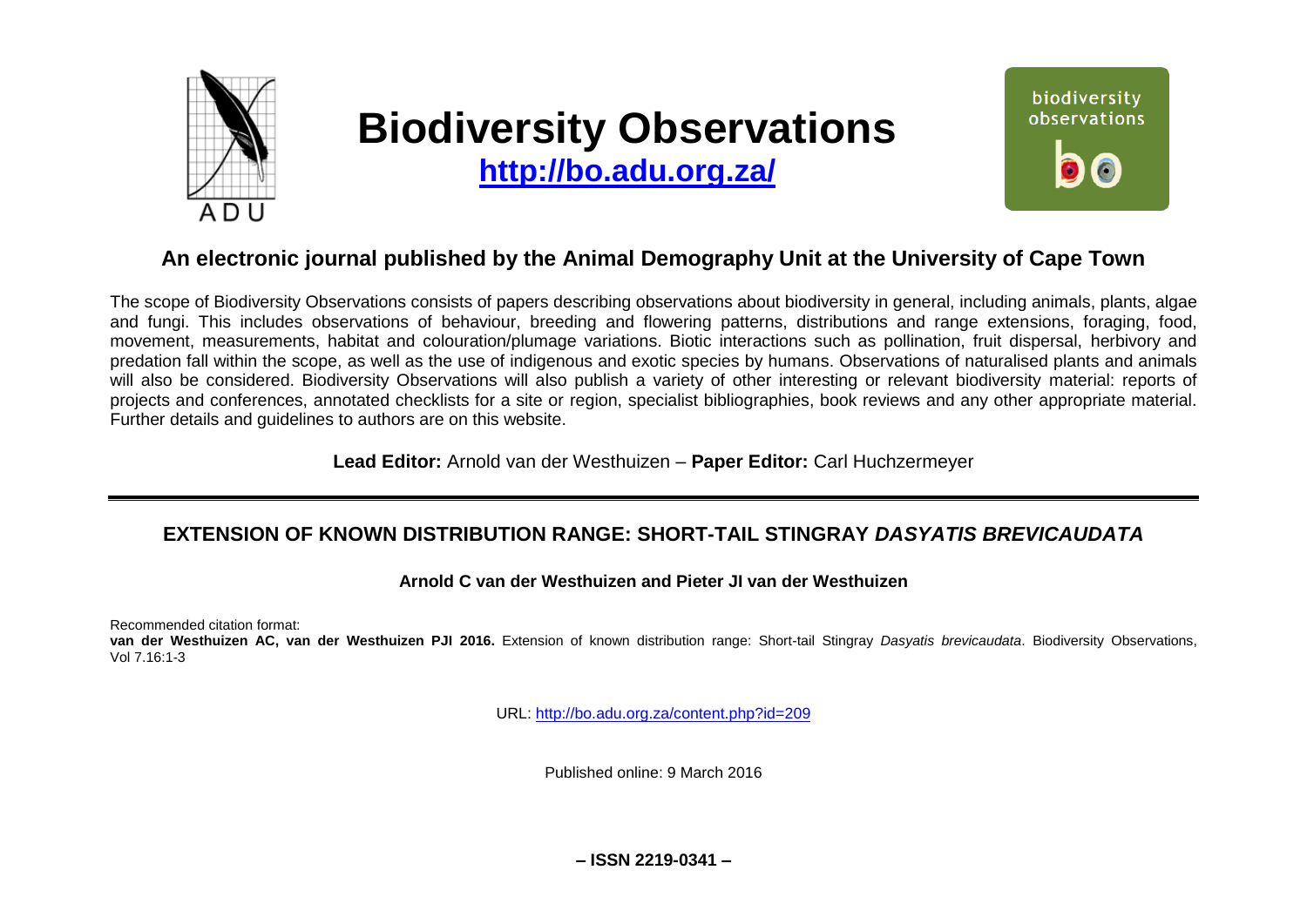# Biodiversity Observations

**http://bo.adu.org.za/**

## An electronic journal published by the Animal Demography Unit at the University of Cape Town

The scope of Biodiversity Observations consists of papers describing observations about biodiversity in general, including animals, plants, algae and fungi. This includes observations of behaviour, breeding and flowering patterns, distributions and range extensions, foraging, food, movement, measurements, habitat and colouration/plumage variations. Biotic interactions such as pollination, fruit dispersal, herbivory and predation fall within the scope, as well as the use of indigenous and exotic species by humans. Observations of naturalised plants and animals will also be considered. Biodiversity Observations will also publish a variety of other interesting or relevant biodiversity material: reports of projects and conferences, annotated checklists for a site or region, specialist bibliographies, book reviews and any other appropriate material. Further details and guidelines to authors are on this website.

**Lead Editor:** Arnold van der Westhuizen – **Paper Editor:** Carl Huchzermeyer

---

## EXTENSION OF KNOWN DISTRIBUTION RANGE: SHORT-TAIL STINGRAY *DASYATIS BREVICAUDATA*

**Arnold C van der Westhuizen and Pieter JI van der Westhuizen**

Recommended citation format:
**van der Westhuizen AC, van der Westhuizen PJI 2016.** Extension of known distribution range: Short-tail Stingray *Dasyatis brevicaudata*. Biodiversity Observations, Vol 7.16:1-3

URL: http://bo.adu.org.za/content.php?id=209

Published online: 9 March 2016

**– ISSN 2219-0341 –**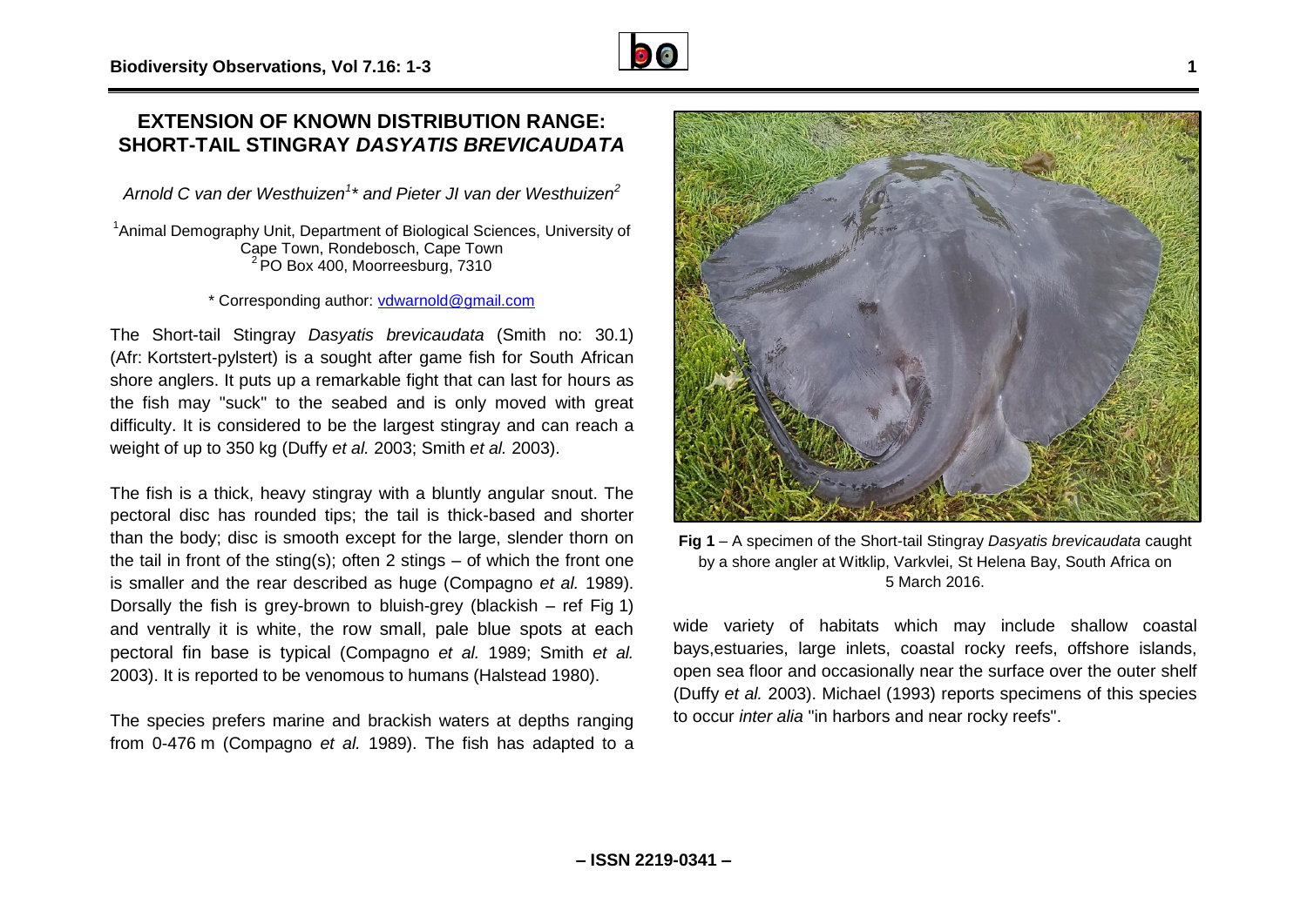# EXTENSION OF KNOWN DISTRIBUTION RANGE: SHORT-TAIL STINGRAY *DASYATIS BREVICAUDATA*

*Arnold C van der Westhuizen[1]\* and Pieter JI van der Westhuizen[2]*

[1]Animal Demography Unit, Department of Biological Sciences, University of Cape Town, Rondebosch, Cape Town
[2]PO Box 400, Moorreesburg, 7310

\* Corresponding author: vdwarnold@gmail.com

The Short-tail Stingray *Dasyatis brevicaudata* (Smith no: 30.1) (Afr: Kortstert-pylstert) is a sought after game fish for South African shore anglers. It puts up a remarkable fight that can last for hours as the fish may "suck" to the seabed and is only moved with great difficulty. It is considered to be the largest stingray and can reach a weight of up to 350 kg (Duffy *et al.* 2003; Smith *et al.* 2003).

The fish is a thick, heavy stingray with a bluntly angular snout. The pectoral disc has rounded tips; the tail is thick-based and shorter than the body; disc is smooth except for the large, slender thorn on the tail in front of the sting(s); often 2 stings – of which the front one is smaller and the rear described as huge (Compagno *et al.* 1989). Dorsally the fish is grey-brown to bluish-grey (blackish – ref Fig 1) and ventrally it is white, the row small, pale blue spots at each pectoral fin base is typical (Compagno *et al.* 1989; Smith *et al.* 2003). It is reported to be venomous to humans (Halstead 1980).

The species prefers marine and brackish waters at depths ranging from 0-476 m (Compagno *et al.* 1989). The fish has adapted to a wide variety of habitats which may include shallow coastal bays,estuaries, large inlets, coastal rocky reefs, offshore islands, open sea floor and occasionally near the surface over the outer shelf (Duffy *et al.* 2003). Michael (1993) reports specimens of this species to occur *inter alia* "in harbors and near rocky reefs".

**Fig 1** – A specimen of the Short-tail Stingray *Dasyatis brevicaudata* caught by a shore angler at Witklip, Varkvlei, St Helena Bay, South Africa on 5 March 2016.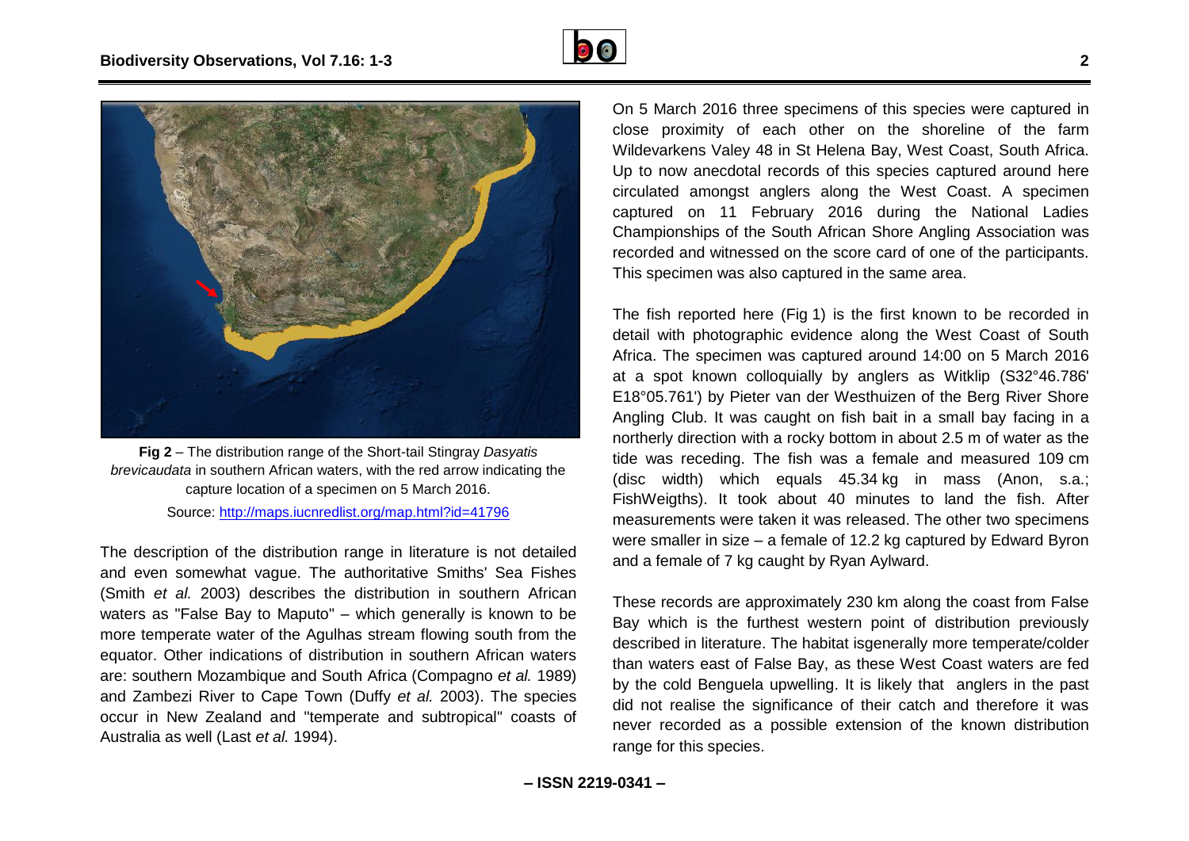**Fig 2** – The distribution range of the Short-tail Stingray *Dasyatis brevicaudata* in southern African waters, with the red arrow indicating the capture location of a specimen on 5 March 2016.

Source: http://maps.iucnredlist.org/map.html?id=41796

The description of the distribution range in literature is not detailed and even somewhat vague. The authoritative Smiths' Sea Fishes (Smith *et al.* 2003) describes the distribution in southern African waters as "False Bay to Maputo" – which generally is known to be more temperate water of the Agulhas stream flowing south from the equator. Other indications of distribution in southern African waters are: southern Mozambique and South Africa (Compagno *et al.* 1989) and Zambezi River to Cape Town (Duffy *et al.* 2003). The species occur in New Zealand and "temperate and subtropical" coasts of Australia as well (Last *et al.* 1994).

On 5 March 2016 three specimens of this species were captured in close proximity of each other on the shoreline of the farm Wildevarkens Valey 48 in St Helena Bay, West Coast, South Africa. Up to now anecdotal records of this species captured around here circulated amongst anglers along the West Coast. A specimen captured on 11 February 2016 during the National Ladies Championships of the South African Shore Angling Association was recorded and witnessed on the score card of one of the participants. This specimen was also captured in the same area.

The fish reported here (Fig 1) is the first known to be recorded in detail with photographic evidence along the West Coast of South Africa. The specimen was captured around 14:00 on 5 March 2016 at a spot known colloquially by anglers as Witklip (S32°46.786' E18°05.761') by Pieter van der Westhuizen of the Berg River Shore Angling Club. It was caught on fish bait in a small bay facing in a northerly direction with a rocky bottom in about 2.5 m of water as the tide was receding. The fish was a female and measured 109 cm (disc width) which equals 45.34 kg in mass (Anon, s.a.; FishWeigths). It took about 40 minutes to land the fish. After measurements were taken it was released. The other two specimens were smaller in size – a female of 12.2 kg captured by Edward Byron and a female of 7 kg caught by Ryan Aylward.

These records are approximately 230 km along the coast from False Bay which is the furthest western point of distribution previously described in literature. The habitat isgenerally more temperate/colder than waters east of False Bay, as these West Coast waters are fed by the cold Benguela upwelling. It is likely that anglers in the past did not realise the significance of their catch and therefore it was never recorded as a possible extension of the known distribution range for this species.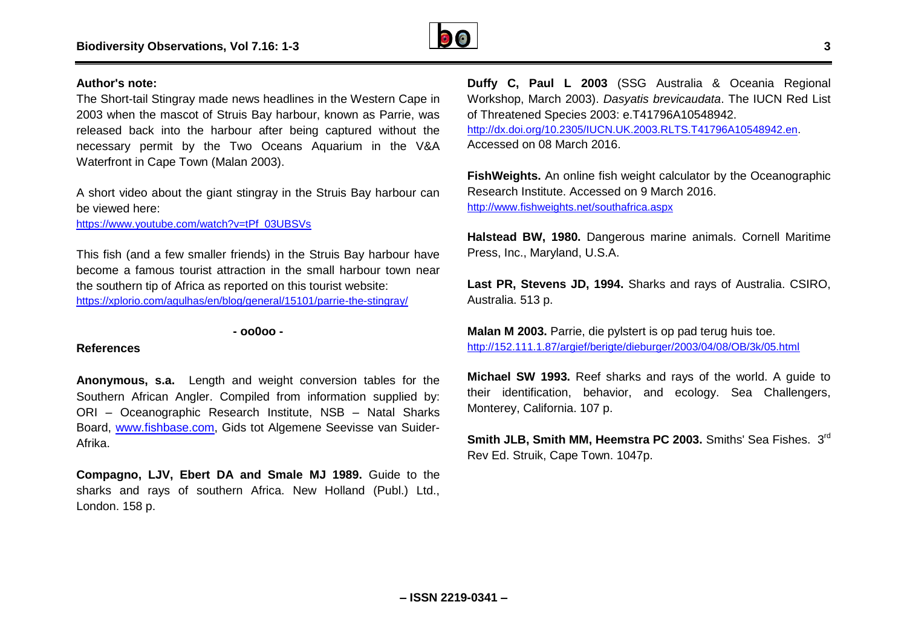**Author's note:**

The Short-tail Stingray made news headlines in the Western Cape in 2003 when the mascot of Struis Bay harbour, known as Parrie, was released back into the harbour after being captured without the necessary permit by the Two Oceans Aquarium in the V&A Waterfront in Cape Town (Malan 2003).

A short video about the giant stingray in the Struis Bay harbour can be viewed here:
https://www.youtube.com/watch?v=tPf_03UBSVs

This fish (and a few smaller friends) in the Struis Bay harbour have become a famous tourist attraction in the small harbour town near the southern tip of Africa as reported on this tourist website:
https://xplorio.com/agulhas/en/blog/general/15101/parrie-the-stingray/

- oo0oo -

## References

**Anonymous, s.a.** Length and weight conversion tables for the Southern African Angler. Compiled from information supplied by: ORI – Oceanographic Research Institute, NSB – Natal Sharks Board, www.fishbase.com, Gids tot Algemene Seevisse van Suider-Afrika.

**Compagno, LJV, Ebert DA and Smale MJ 1989.** Guide to the sharks and rays of southern Africa. New Holland (Publ.) Ltd., London. 158 p.

**Duffy C, Paul L 2003** (SSG Australia & Oceania Regional Workshop, March 2003). *Dasyatis brevicaudata*. The IUCN Red List of Threatened Species 2003: e.T41796A10548942. http://dx.doi.org/10.2305/IUCN.UK.2003.RLTS.T41796A10548942.en. Accessed on 08 March 2016.

**FishWeights.** An online fish weight calculator by the Oceanographic Research Institute. Accessed on 9 March 2016. http://www.fishweights.net/southafrica.aspx

**Halstead BW, 1980.** Dangerous marine animals. Cornell Maritime Press, Inc., Maryland, U.S.A.

**Last PR, Stevens JD, 1994.** Sharks and rays of Australia. CSIRO, Australia. 513 p.

**Malan M 2003.** Parrie, die pylstert is op pad terug huis toe. http://152.111.1.87/argief/berigte/dieburger/2003/04/08/OB/3k/05.html

**Michael SW 1993.** Reef sharks and rays of the world. A guide to their identification, behavior, and ecology. Sea Challengers, Monterey, California. 107 p.

**Smith JLB, Smith MM, Heemstra PC 2003.** Smiths' Sea Fishes. 3rd Rev Ed. Struik, Cape Town. 1047p.